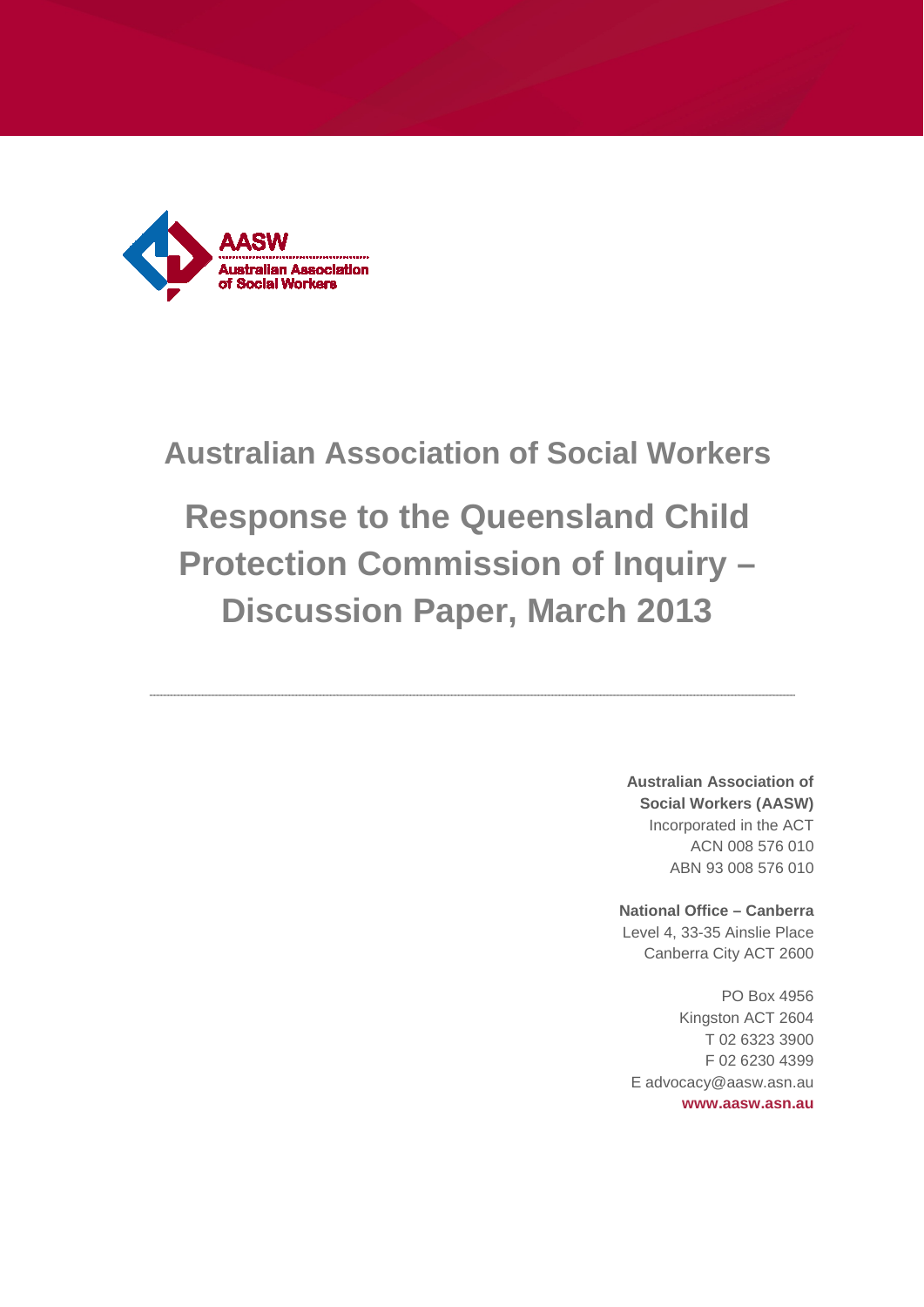# Australian Association of Social Workers

# Response to the Queensland Child Protection Commission of Inquiry – Discussion Paper, March 2013

---

**Australian Association of Social Workers (AASW)**
Incorporated in the ACT
ACN 008 576 010
ABN 93 008 576 010

**National Office – Canberra**
Level 4, 33-35 Ainslie Place
Canberra City ACT 2600

PO Box 4956
Kingston ACT 2604
T 02 6323 3900
F 02 6230 4399
E advocacy@aasw.asn.au
**www.aasw.asn.au**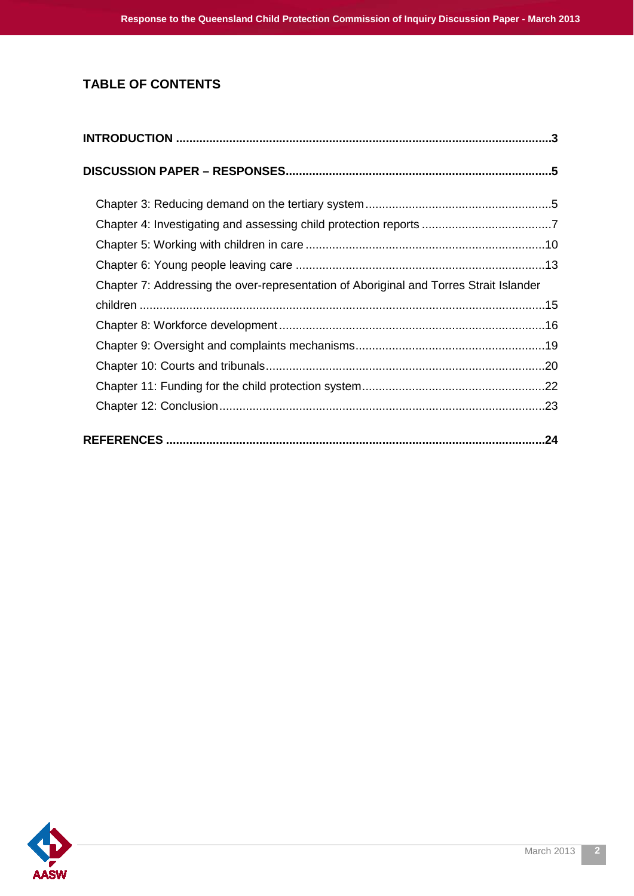## TABLE OF CONTENTS

**INTRODUCTION** .......................................................................................................... **3**

**DISCUSSION PAPER – RESPONSES** .......................................................................... **5**

- Chapter 3: Reducing demand on the tertiary system ........................................................ 5
- Chapter 4: Investigating and assessing child protection reports ....................................... 7
- Chapter 5: Working with children in care ........................................................................ 10
- Chapter 6: Young people leaving care ............................................................................ 13
- Chapter 7: Addressing the over-representation of Aboriginal and Torres Strait Islander children ........................................................................................................................ 15
- Chapter 8: Workforce development ................................................................................ 16
- Chapter 9: Oversight and complaints mechanisms ......................................................... 19
- Chapter 10: Courts and tribunals .................................................................................... 20
- Chapter 11: Funding for the child protection system ....................................................... 22
- Chapter 12: Conclusion ................................................................................................. 23

**REFERENCES** ........................................................................................................... **24**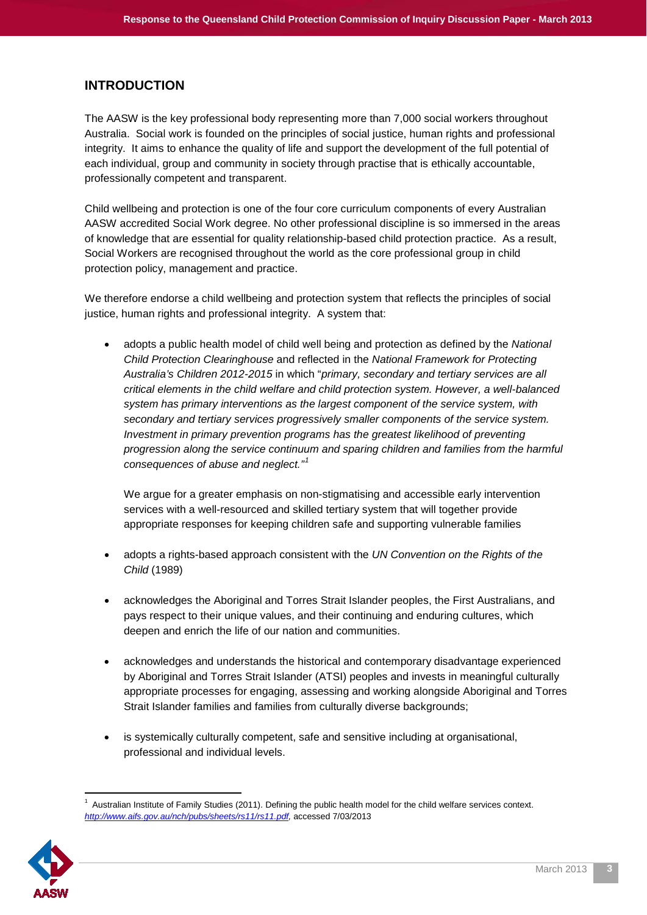## INTRODUCTION

The AASW is the key professional body representing more than 7,000 social workers throughout Australia. Social work is founded on the principles of social justice, human rights and professional integrity. It aims to enhance the quality of life and support the development of the full potential of each individual, group and community in society through practise that is ethically accountable, professionally competent and transparent.

Child wellbeing and protection is one of the four core curriculum components of every Australian AASW accredited Social Work degree. No other professional discipline is so immersed in the areas of knowledge that are essential for quality relationship-based child protection practice. As a result, Social Workers are recognised throughout the world as the core professional group in child protection policy, management and practice.

We therefore endorse a child wellbeing and protection system that reflects the principles of social justice, human rights and professional integrity. A system that:

- adopts a public health model of child well being and protection as defined by the *National Child Protection Clearinghouse* and reflected in the *National Framework for Protecting Australia's Children 2012-2015* in which "*primary, secondary and tertiary services are all critical elements in the child welfare and child protection system. However, a well-balanced system has primary interventions as the largest component of the service system, with secondary and tertiary services progressively smaller components of the service system. Investment in primary prevention programs has the greatest likelihood of preventing progression along the service continuum and sparing children and families from the harmful consequences of abuse and neglect.*"[1]

  We argue for a greater emphasis on non-stigmatising and accessible early intervention services with a well-resourced and skilled tertiary system that will together provide appropriate responses for keeping children safe and supporting vulnerable families

- adopts a rights-based approach consistent with the *UN Convention on the Rights of the Child* (1989)

- acknowledges the Aboriginal and Torres Strait Islander peoples, the First Australians, and pays respect to their unique values, and their continuing and enduring cultures, which deepen and enrich the life of our nation and communities.

- acknowledges and understands the historical and contemporary disadvantage experienced by Aboriginal and Torres Strait Islander (ATSI) peoples and invests in meaningful culturally appropriate processes for engaging, assessing and working alongside Aboriginal and Torres Strait Islander families and families from culturally diverse backgrounds;

- is systemically culturally competent, safe and sensitive including at organisational, professional and individual levels.

---

[1] Australian Institute of Family Studies (2011). Defining the public health model for the child welfare services context. *http://www.aifs.gov.au/nch/pubs/sheets/rs11/rs11.pdf*, accessed 7/03/2013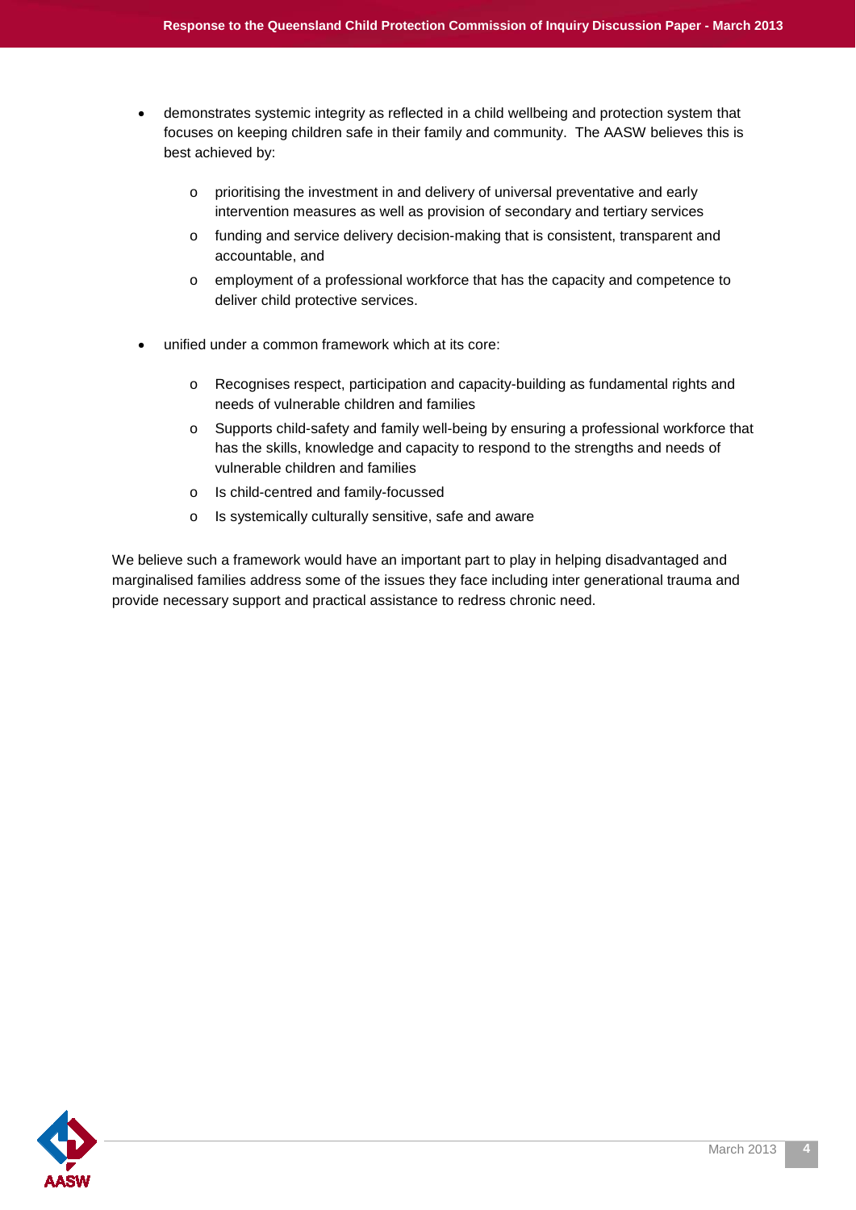- demonstrates systemic integrity as reflected in a child wellbeing and protection system that focuses on keeping children safe in their family and community. The AASW believes this is best achieved by:

    - prioritising the investment in and delivery of universal preventative and early intervention measures as well as provision of secondary and tertiary services
    - funding and service delivery decision-making that is consistent, transparent and accountable, and
    - employment of a professional workforce that has the capacity and competence to deliver child protective services.

- unified under a common framework which at its core:

    - Recognises respect, participation and capacity-building as fundamental rights and needs of vulnerable children and families
    - Supports child-safety and family well-being by ensuring a professional workforce that has the skills, knowledge and capacity to respond to the strengths and needs of vulnerable children and families
    - Is child-centred and family-focussed
    - Is systemically culturally sensitive, safe and aware

We believe such a framework would have an important part to play in helping disadvantaged and marginalised families address some of the issues they face including inter generational trauma and provide necessary support and practical assistance to redress chronic need.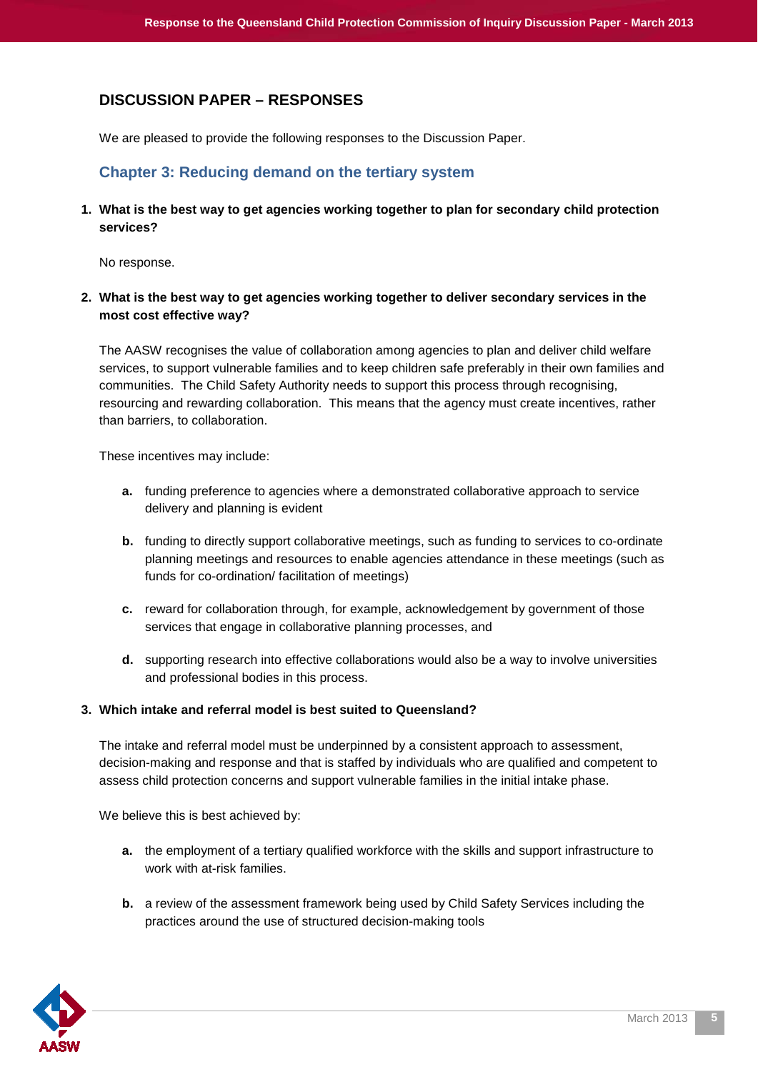## DISCUSSION PAPER – RESPONSES

We are pleased to provide the following responses to the Discussion Paper.

### Chapter 3: Reducing demand on the tertiary system

**1. What is the best way to get agencies working together to plan for secondary child protection services?**

No response.

**2. What is the best way to get agencies working together to deliver secondary services in the most cost effective way?**

The AASW recognises the value of collaboration among agencies to plan and deliver child welfare services, to support vulnerable families and to keep children safe preferably in their own families and communities. The Child Safety Authority needs to support this process through recognising, resourcing and rewarding collaboration. This means that the agency must create incentives, rather than barriers, to collaboration.

These incentives may include:

- **a.** funding preference to agencies where a demonstrated collaborative approach to service delivery and planning is evident
- **b.** funding to directly support collaborative meetings, such as funding to services to co-ordinate planning meetings and resources to enable agencies attendance in these meetings (such as funds for co-ordination/ facilitation of meetings)
- **c.** reward for collaboration through, for example, acknowledgement by government of those services that engage in collaborative planning processes, and
- **d.** supporting research into effective collaborations would also be a way to involve universities and professional bodies in this process.

**3. Which intake and referral model is best suited to Queensland?**

The intake and referral model must be underpinned by a consistent approach to assessment, decision-making and response and that is staffed by individuals who are qualified and competent to assess child protection concerns and support vulnerable families in the initial intake phase.

We believe this is best achieved by:

- **a.** the employment of a tertiary qualified workforce with the skills and support infrastructure to work with at-risk families.
- **b.** a review of the assessment framework being used by Child Safety Services including the practices around the use of structured decision-making tools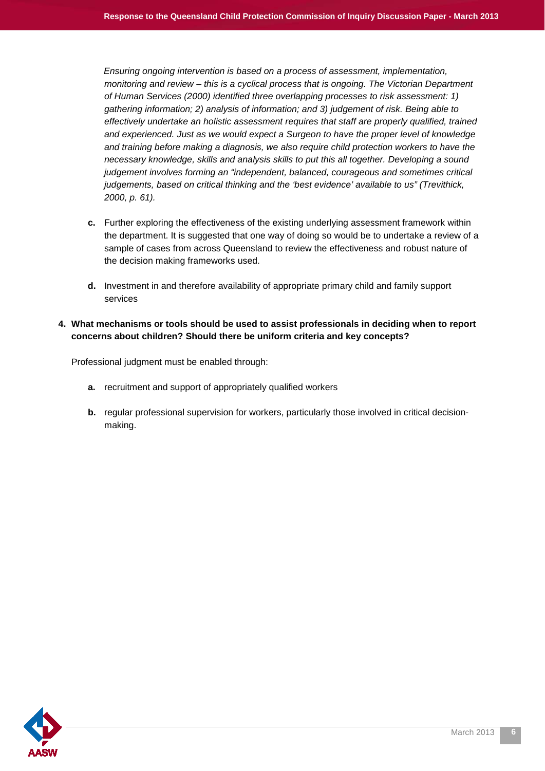*Ensuring ongoing intervention is based on a process of assessment, implementation, monitoring and review – this is a cyclical process that is ongoing. The Victorian Department of Human Services (2000) identified three overlapping processes to risk assessment: 1) gathering information; 2) analysis of information; and 3) judgement of risk. Being able to effectively undertake an holistic assessment requires that staff are properly qualified, trained and experienced. Just as we would expect a Surgeon to have the proper level of knowledge and training before making a diagnosis, we also require child protection workers to have the necessary knowledge, skills and analysis skills to put this all together. Developing a sound judgement involves forming an "independent, balanced, courageous and sometimes critical judgements, based on critical thinking and the 'best evidence' available to us" (Trevithick, 2000, p. 61).*

- **c.** Further exploring the effectiveness of the existing underlying assessment framework within the department. It is suggested that one way of doing so would be to undertake a review of a sample of cases from across Queensland to review the effectiveness and robust nature of the decision making frameworks used.

- **d.** Investment in and therefore availability of appropriate primary child and family support services

**4. What mechanisms or tools should be used to assist professionals in deciding when to report concerns about children? Should there be uniform criteria and key concepts?**

Professional judgment must be enabled through:

- **a.** recruitment and support of appropriately qualified workers

- **b.** regular professional supervision for workers, particularly those involved in critical decision-making.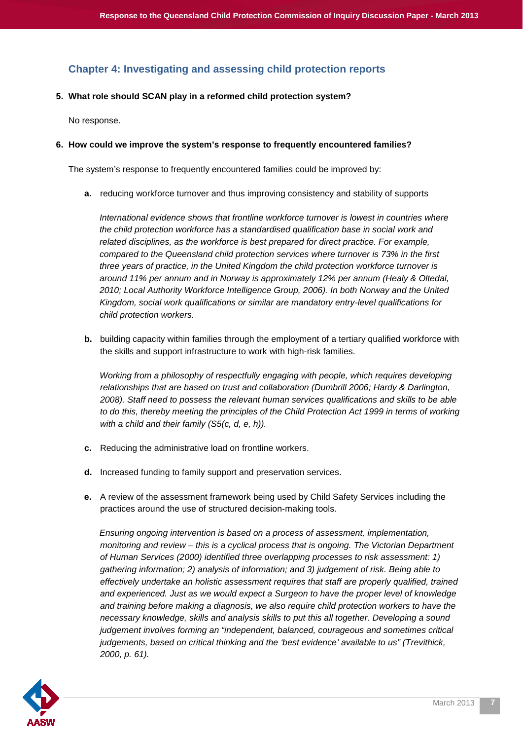## Chapter 4: Investigating and assessing child protection reports

**5. What role should SCAN play in a reformed child protection system?**

No response.

**6. How could we improve the system's response to frequently encountered families?**

The system's response to frequently encountered families could be improved by:

**a.** reducing workforce turnover and thus improving consistency and stability of supports

*International evidence shows that frontline workforce turnover is lowest in countries where the child protection workforce has a standardised qualification base in social work and related disciplines, as the workforce is best prepared for direct practice. For example, compared to the Queensland child protection services where turnover is 73% in the first three years of practice, in the United Kingdom the child protection workforce turnover is around 11% per annum and in Norway is approximately 12% per annum (Healy & Oltedal, 2010; Local Authority Workforce Intelligence Group, 2006). In both Norway and the United Kingdom, social work qualifications or similar are mandatory entry-level qualifications for child protection workers.*

**b.** building capacity within families through the employment of a tertiary qualified workforce with the skills and support infrastructure to work with high-risk families.

*Working from a philosophy of respectfully engaging with people, which requires developing relationships that are based on trust and collaboration (Dumbrill 2006; Hardy & Darlington, 2008). Staff need to possess the relevant human services qualifications and skills to be able to do this, thereby meeting the principles of the Child Protection Act 1999 in terms of working with a child and their family (S5(c, d, e, h)).*

**c.** Reducing the administrative load on frontline workers.

**d.** Increased funding to family support and preservation services.

**e.** A review of the assessment framework being used by Child Safety Services including the practices around the use of structured decision-making tools.

*Ensuring ongoing intervention is based on a process of assessment, implementation, monitoring and review – this is a cyclical process that is ongoing. The Victorian Department of Human Services (2000) identified three overlapping processes to risk assessment: 1) gathering information; 2) analysis of information; and 3) judgement of risk. Being able to effectively undertake an holistic assessment requires that staff are properly qualified, trained and experienced. Just as we would expect a Surgeon to have the proper level of knowledge and training before making a diagnosis, we also require child protection workers to have the necessary knowledge, skills and analysis skills to put this all together. Developing a sound judgement involves forming an "independent, balanced, courageous and sometimes critical judgements, based on critical thinking and the 'best evidence' available to us" (Trevithick, 2000, p. 61).*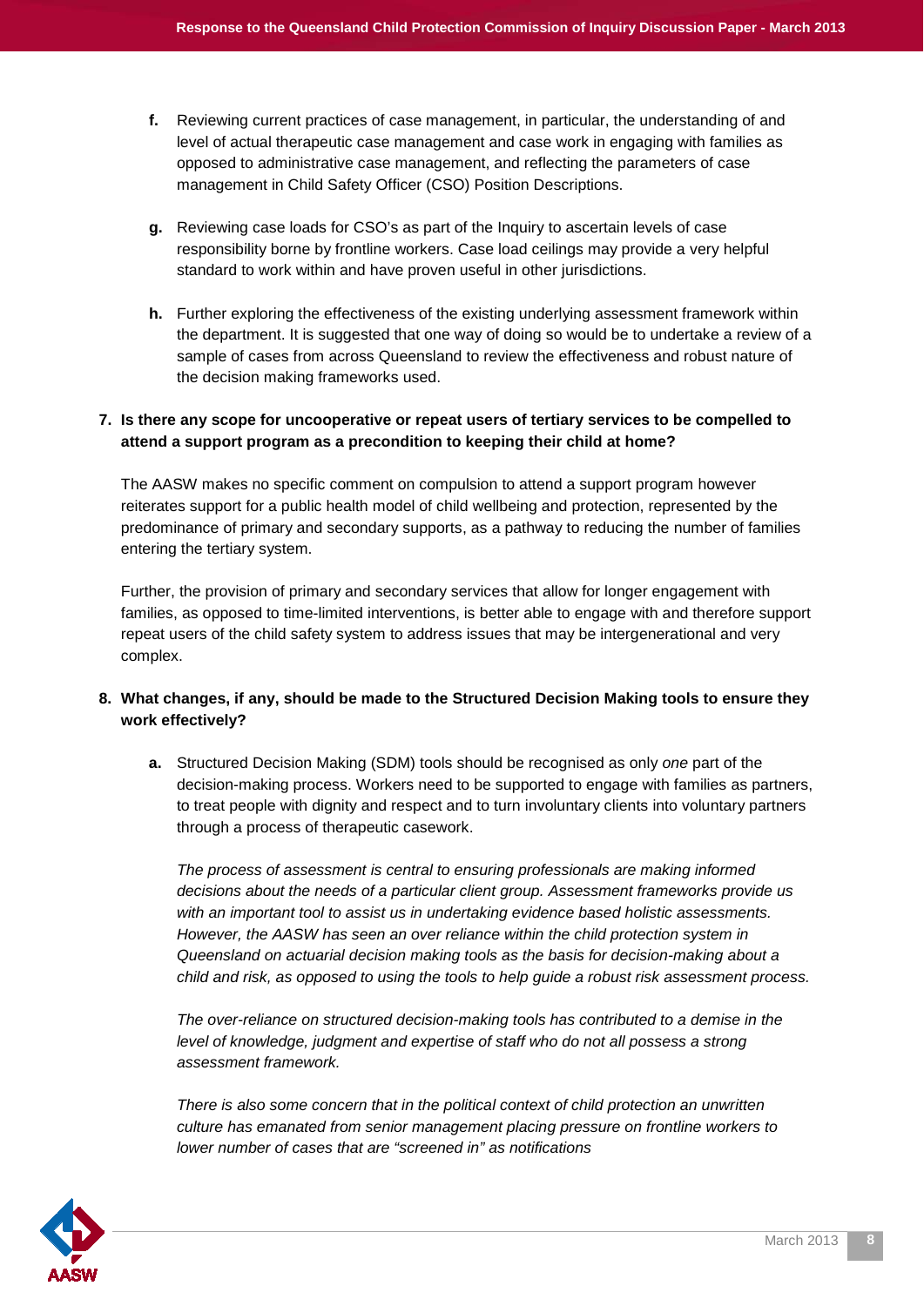f. Reviewing current practices of case management, in particular, the understanding of and level of actual therapeutic case management and case work in engaging with families as opposed to administrative case management, and reflecting the parameters of case management in Child Safety Officer (CSO) Position Descriptions.

g. Reviewing case loads for CSO's as part of the Inquiry to ascertain levels of case responsibility borne by frontline workers. Case load ceilings may provide a very helpful standard to work within and have proven useful in other jurisdictions.

h. Further exploring the effectiveness of the existing underlying assessment framework within the department. It is suggested that one way of doing so would be to undertake a review of a sample of cases from across Queensland to review the effectiveness and robust nature of the decision making frameworks used.

**7. Is there any scope for uncooperative or repeat users of tertiary services to be compelled to attend a support program as a precondition to keeping their child at home?**

The AASW makes no specific comment on compulsion to attend a support program however reiterates support for a public health model of child wellbeing and protection, represented by the predominance of primary and secondary supports, as a pathway to reducing the number of families entering the tertiary system.

Further, the provision of primary and secondary services that allow for longer engagement with families, as opposed to time-limited interventions, is better able to engage with and therefore support repeat users of the child safety system to address issues that may be intergenerational and very complex.

**8. What changes, if any, should be made to the Structured Decision Making tools to ensure they work effectively?**

a. Structured Decision Making (SDM) tools should be recognised as only *one* part of the decision-making process. Workers need to be supported to engage with families as partners, to treat people with dignity and respect and to turn involuntary clients into voluntary partners through a process of therapeutic casework.

*The process of assessment is central to ensuring professionals are making informed decisions about the needs of a particular client group. Assessment frameworks provide us with an important tool to assist us in undertaking evidence based holistic assessments. However, the AASW has seen an over reliance within the child protection system in Queensland on actuarial decision making tools as the basis for decision-making about a child and risk, as opposed to using the tools to help guide a robust risk assessment process.*

*The over-reliance on structured decision-making tools has contributed to a demise in the level of knowledge, judgment and expertise of staff who do not all possess a strong assessment framework.*

*There is also some concern that in the political context of child protection an unwritten culture has emanated from senior management placing pressure on frontline workers to lower number of cases that are "screened in" as notifications*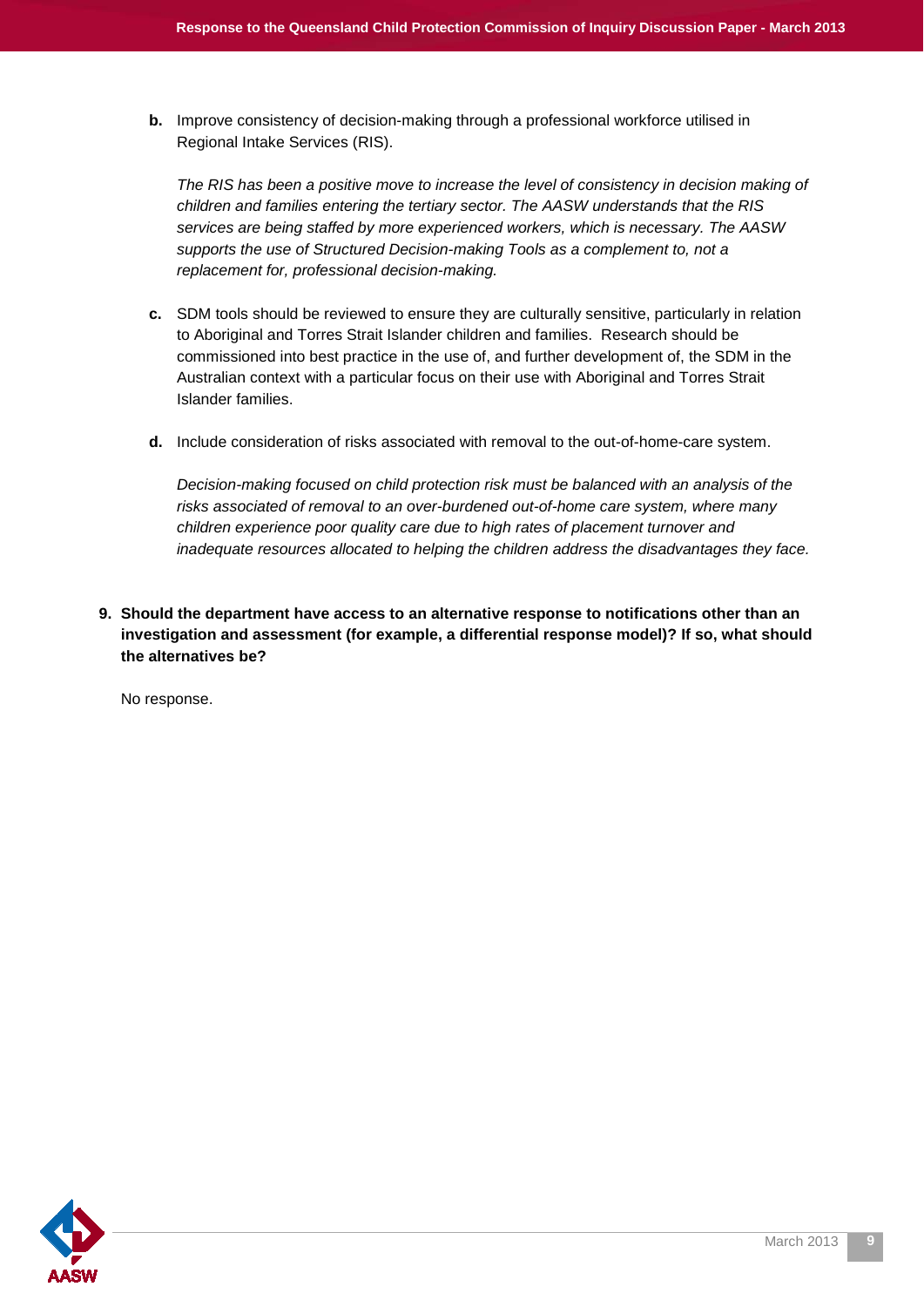**b.** Improve consistency of decision-making through a professional workforce utilised in Regional Intake Services (RIS).

*The RIS has been a positive move to increase the level of consistency in decision making of children and families entering the tertiary sector. The AASW understands that the RIS services are being staffed by more experienced workers, which is necessary. The AASW supports the use of Structured Decision-making Tools as a complement to, not a replacement for, professional decision-making.*

**c.** SDM tools should be reviewed to ensure they are culturally sensitive, particularly in relation to Aboriginal and Torres Strait Islander children and families. Research should be commissioned into best practice in the use of, and further development of, the SDM in the Australian context with a particular focus on their use with Aboriginal and Torres Strait Islander families.

**d.** Include consideration of risks associated with removal to the out-of-home-care system.

*Decision-making focused on child protection risk must be balanced with an analysis of the risks associated of removal to an over-burdened out-of-home care system, where many children experience poor quality care due to high rates of placement turnover and inadequate resources allocated to helping the children address the disadvantages they face.*

**9. Should the department have access to an alternative response to notifications other than an investigation and assessment (for example, a differential response model)? If so, what should the alternatives be?**

No response.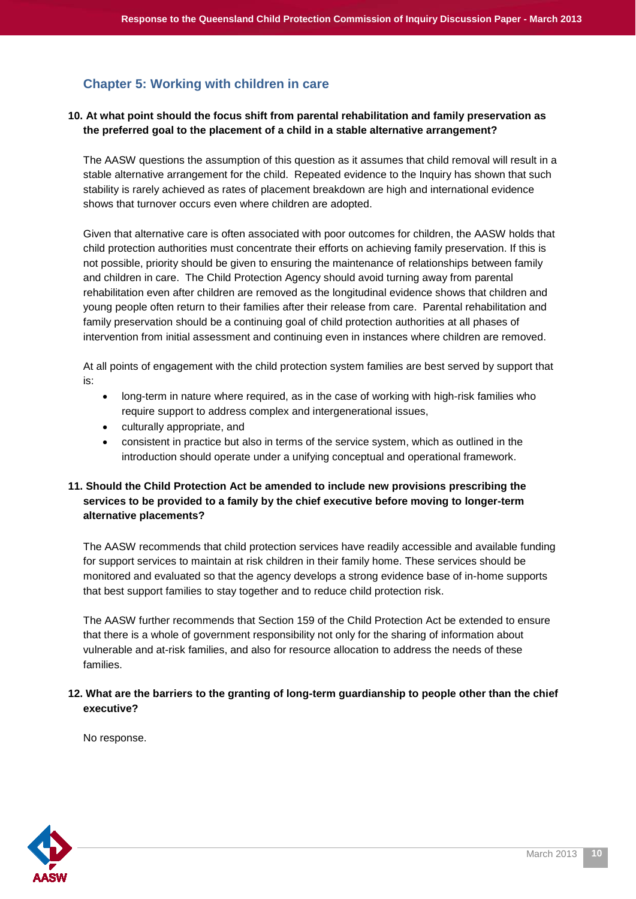## Chapter 5: Working with children in care

**10. At what point should the focus shift from parental rehabilitation and family preservation as the preferred goal to the placement of a child in a stable alternative arrangement?**

The AASW questions the assumption of this question as it assumes that child removal will result in a stable alternative arrangement for the child. Repeated evidence to the Inquiry has shown that such stability is rarely achieved as rates of placement breakdown are high and international evidence shows that turnover occurs even where children are adopted.

Given that alternative care is often associated with poor outcomes for children, the AASW holds that child protection authorities must concentrate their efforts on achieving family preservation. If this is not possible, priority should be given to ensuring the maintenance of relationships between family and children in care. The Child Protection Agency should avoid turning away from parental rehabilitation even after children are removed as the longitudinal evidence shows that children and young people often return to their families after their release from care. Parental rehabilitation and family preservation should be a continuing goal of child protection authorities at all phases of intervention from initial assessment and continuing even in instances where children are removed.

At all points of engagement with the child protection system families are best served by support that is:

- long-term in nature where required, as in the case of working with high-risk families who require support to address complex and intergenerational issues,
- culturally appropriate, and
- consistent in practice but also in terms of the service system, which as outlined in the introduction should operate under a unifying conceptual and operational framework.

**11. Should the Child Protection Act be amended to include new provisions prescribing the services to be provided to a family by the chief executive before moving to longer-term alternative placements?**

The AASW recommends that child protection services have readily accessible and available funding for support services to maintain at risk children in their family home. These services should be monitored and evaluated so that the agency develops a strong evidence base of in-home supports that best support families to stay together and to reduce child protection risk.

The AASW further recommends that Section 159 of the Child Protection Act be extended to ensure that there is a whole of government responsibility not only for the sharing of information about vulnerable and at-risk families, and also for resource allocation to address the needs of these families.

**12. What are the barriers to the granting of long-term guardianship to people other than the chief executive?**

No response.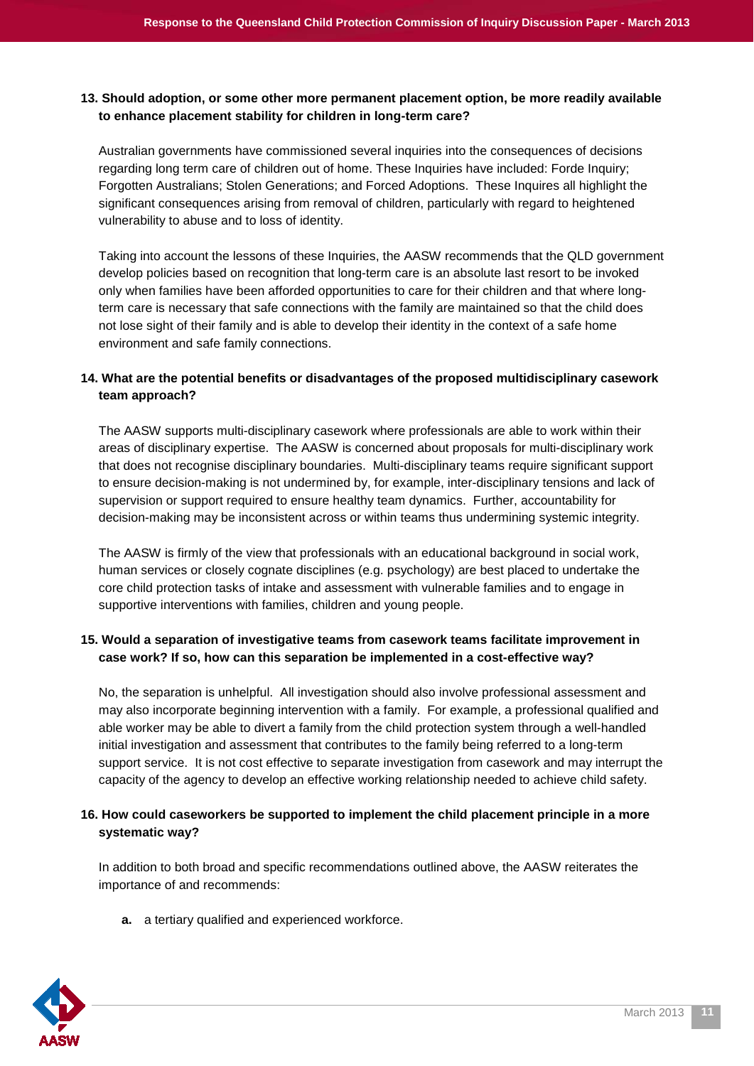**13. Should adoption, or some other more permanent placement option, be more readily available to enhance placement stability for children in long-term care?**

Australian governments have commissioned several inquiries into the consequences of decisions regarding long term care of children out of home. These Inquiries have included: Forde Inquiry; Forgotten Australians; Stolen Generations; and Forced Adoptions. These Inquires all highlight the significant consequences arising from removal of children, particularly with regard to heightened vulnerability to abuse and to loss of identity.

Taking into account the lessons of these Inquiries, the AASW recommends that the QLD government develop policies based on recognition that long-term care is an absolute last resort to be invoked only when families have been afforded opportunities to care for their children and that where long-term care is necessary that safe connections with the family are maintained so that the child does not lose sight of their family and is able to develop their identity in the context of a safe home environment and safe family connections.

**14. What are the potential benefits or disadvantages of the proposed multidisciplinary casework team approach?**

The AASW supports multi-disciplinary casework where professionals are able to work within their areas of disciplinary expertise. The AASW is concerned about proposals for multi-disciplinary work that does not recognise disciplinary boundaries. Multi-disciplinary teams require significant support to ensure decision-making is not undermined by, for example, inter-disciplinary tensions and lack of supervision or support required to ensure healthy team dynamics. Further, accountability for decision-making may be inconsistent across or within teams thus undermining systemic integrity.

The AASW is firmly of the view that professionals with an educational background in social work, human services or closely cognate disciplines (e.g. psychology) are best placed to undertake the core child protection tasks of intake and assessment with vulnerable families and to engage in supportive interventions with families, children and young people.

**15. Would a separation of investigative teams from casework teams facilitate improvement in case work? If so, how can this separation be implemented in a cost-effective way?**

No, the separation is unhelpful. All investigation should also involve professional assessment and may also incorporate beginning intervention with a family. For example, a professional qualified and able worker may be able to divert a family from the child protection system through a well-handled initial investigation and assessment that contributes to the family being referred to a long-term support service. It is not cost effective to separate investigation from casework and may interrupt the capacity of the agency to develop an effective working relationship needed to achieve child safety.

**16. How could caseworkers be supported to implement the child placement principle in a more systematic way?**

In addition to both broad and specific recommendations outlined above, the AASW reiterates the importance of and recommends:

- **a.** a tertiary qualified and experienced workforce.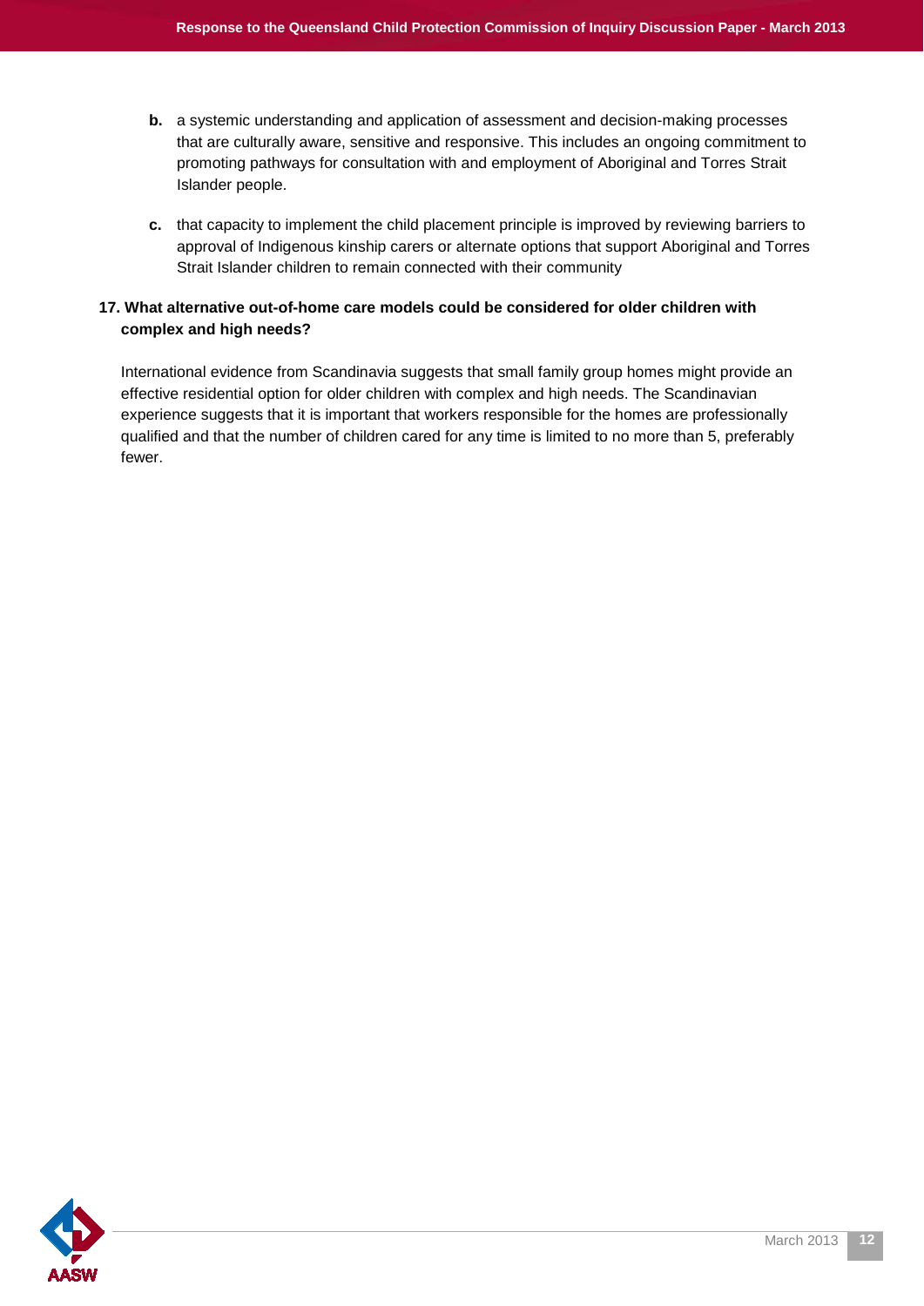b. a systemic understanding and application of assessment and decision-making processes that are culturally aware, sensitive and responsive. This includes an ongoing commitment to promoting pathways for consultation with and employment of Aboriginal and Torres Strait Islander people.

c. that capacity to implement the child placement principle is improved by reviewing barriers to approval of Indigenous kinship carers or alternate options that support Aboriginal and Torres Strait Islander children to remain connected with their community

**17. What alternative out-of-home care models could be considered for older children with complex and high needs?**

International evidence from Scandinavia suggests that small family group homes might provide an effective residential option for older children with complex and high needs. The Scandinavian experience suggests that it is important that workers responsible for the homes are professionally qualified and that the number of children cared for any time is limited to no more than 5, preferably fewer.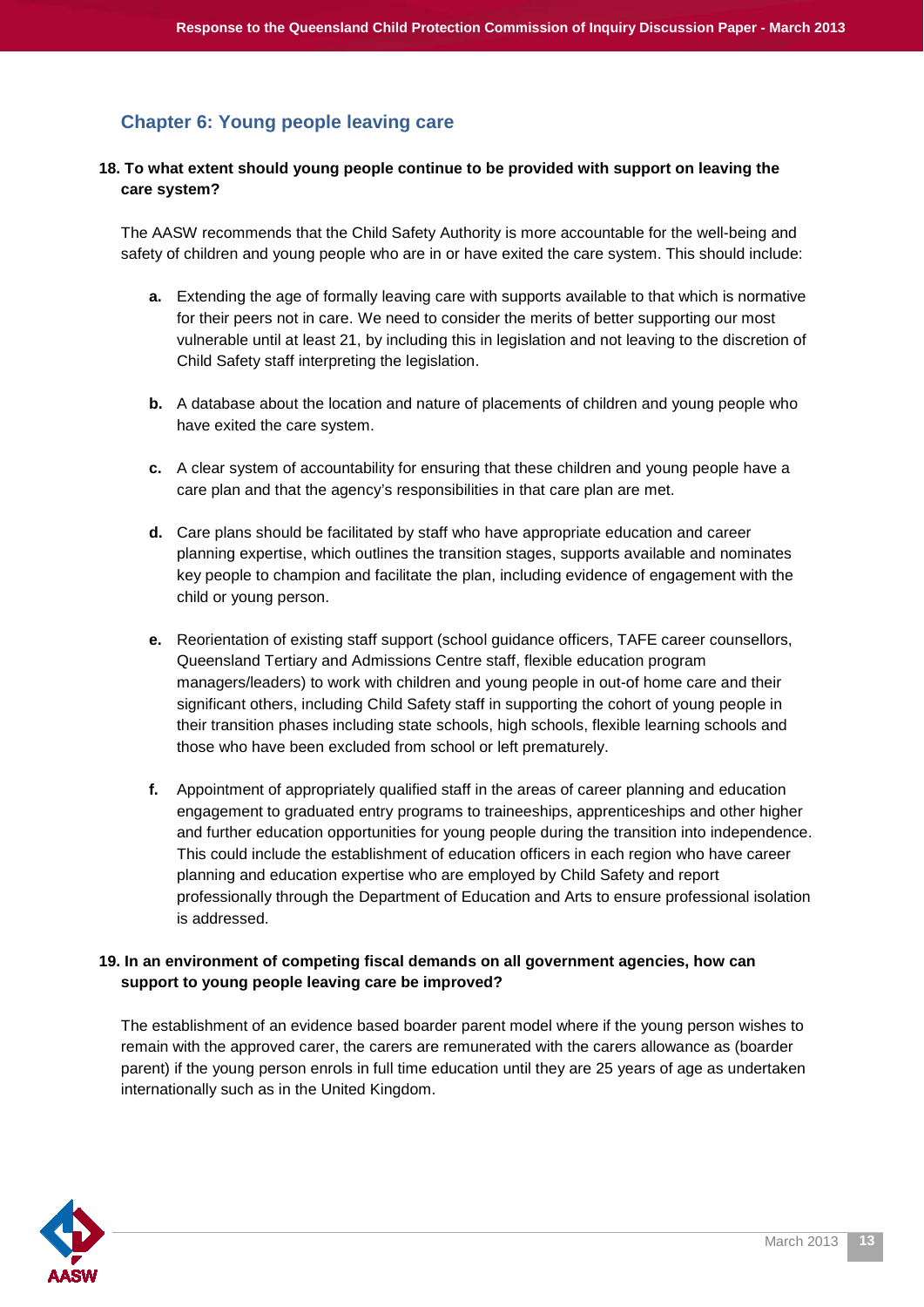## Chapter 6: Young people leaving care

**18. To what extent should young people continue to be provided with support on leaving the care system?**

The AASW recommends that the Child Safety Authority is more accountable for the well-being and safety of children and young people who are in or have exited the care system. This should include:

**a.** Extending the age of formally leaving care with supports available to that which is normative for their peers not in care. We need to consider the merits of better supporting our most vulnerable until at least 21, by including this in legislation and not leaving to the discretion of Child Safety staff interpreting the legislation.

**b.** A database about the location and nature of placements of children and young people who have exited the care system.

**c.** A clear system of accountability for ensuring that these children and young people have a care plan and that the agency's responsibilities in that care plan are met.

**d.** Care plans should be facilitated by staff who have appropriate education and career planning expertise, which outlines the transition stages, supports available and nominates key people to champion and facilitate the plan, including evidence of engagement with the child or young person.

**e.** Reorientation of existing staff support (school guidance officers, TAFE career counsellors, Queensland Tertiary and Admissions Centre staff, flexible education program managers/leaders) to work with children and young people in out-of home care and their significant others, including Child Safety staff in supporting the cohort of young people in their transition phases including state schools, high schools, flexible learning schools and those who have been excluded from school or left prematurely.

**f.** Appointment of appropriately qualified staff in the areas of career planning and education engagement to graduated entry programs to traineeships, apprenticeships and other higher and further education opportunities for young people during the transition into independence. This could include the establishment of education officers in each region who have career planning and education expertise who are employed by Child Safety and report professionally through the Department of Education and Arts to ensure professional isolation is addressed.

**19. In an environment of competing fiscal demands on all government agencies, how can support to young people leaving care be improved?**

The establishment of an evidence based boarder parent model where if the young person wishes to remain with the approved carer, the carers are remunerated with the carers allowance as (boarder parent) if the young person enrols in full time education until they are 25 years of age as undertaken internationally such as in the United Kingdom.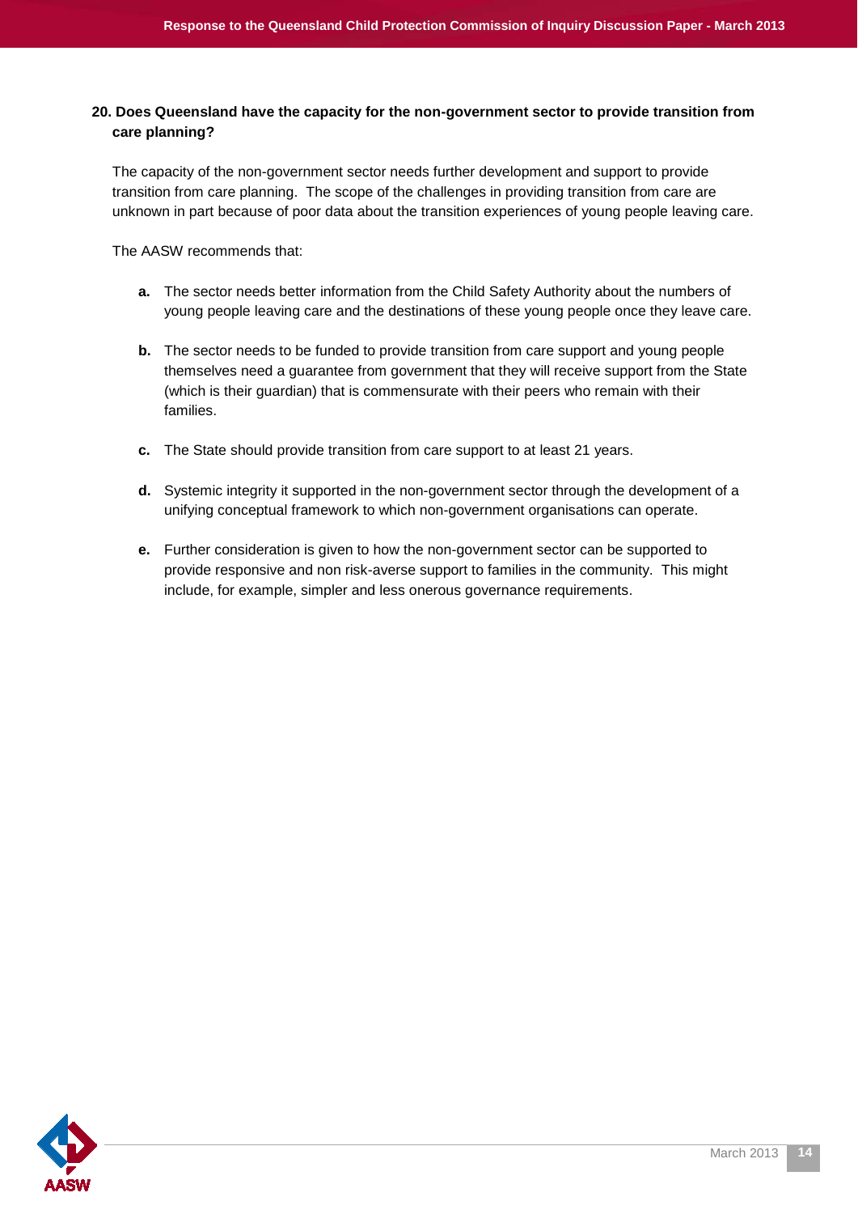**20. Does Queensland have the capacity for the non-government sector to provide transition from care planning?**

The capacity of the non-government sector needs further development and support to provide transition from care planning. The scope of the challenges in providing transition from care are unknown in part because of poor data about the transition experiences of young people leaving care.

The AASW recommends that:

**a.** The sector needs better information from the Child Safety Authority about the numbers of young people leaving care and the destinations of these young people once they leave care.

**b.** The sector needs to be funded to provide transition from care support and young people themselves need a guarantee from government that they will receive support from the State (which is their guardian) that is commensurate with their peers who remain with their families.

**c.** The State should provide transition from care support to at least 21 years.

**d.** Systemic integrity it supported in the non-government sector through the development of a unifying conceptual framework to which non-government organisations can operate.

**e.** Further consideration is given to how the non-government sector can be supported to provide responsive and non risk-averse support to families in the community. This might include, for example, simpler and less onerous governance requirements.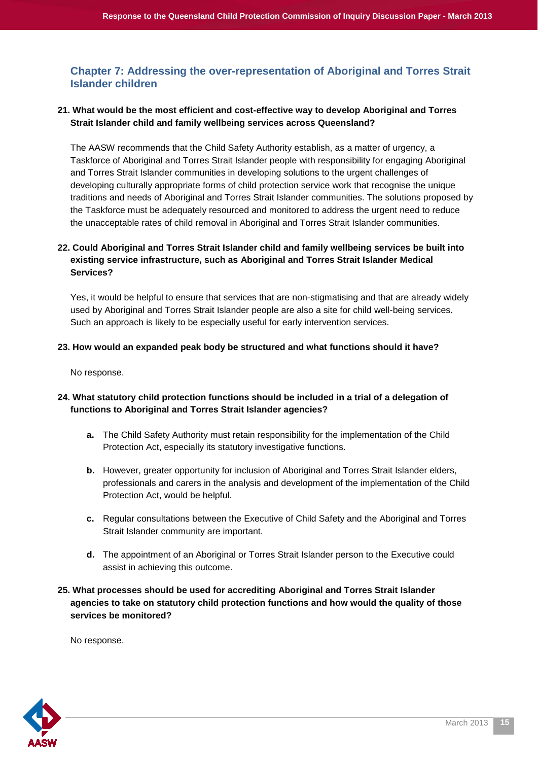## Chapter 7: Addressing the over-representation of Aboriginal and Torres Strait Islander children

**21. What would be the most efficient and cost-effective way to develop Aboriginal and Torres Strait Islander child and family wellbeing services across Queensland?**

The AASW recommends that the Child Safety Authority establish, as a matter of urgency, a Taskforce of Aboriginal and Torres Strait Islander people with responsibility for engaging Aboriginal and Torres Strait Islander communities in developing solutions to the urgent challenges of developing culturally appropriate forms of child protection service work that recognise the unique traditions and needs of Aboriginal and Torres Strait Islander communities. The solutions proposed by the Taskforce must be adequately resourced and monitored to address the urgent need to reduce the unacceptable rates of child removal in Aboriginal and Torres Strait Islander communities.

**22. Could Aboriginal and Torres Strait Islander child and family wellbeing services be built into existing service infrastructure, such as Aboriginal and Torres Strait Islander Medical Services?**

Yes, it would be helpful to ensure that services that are non-stigmatising and that are already widely used by Aboriginal and Torres Strait Islander people are also a site for child well-being services. Such an approach is likely to be especially useful for early intervention services.

**23. How would an expanded peak body be structured and what functions should it have?**

No response.

**24. What statutory child protection functions should be included in a trial of a delegation of functions to Aboriginal and Torres Strait Islander agencies?**

- **a.** The Child Safety Authority must retain responsibility for the implementation of the Child Protection Act, especially its statutory investigative functions.
- **b.** However, greater opportunity for inclusion of Aboriginal and Torres Strait Islander elders, professionals and carers in the analysis and development of the implementation of the Child Protection Act, would be helpful.
- **c.** Regular consultations between the Executive of Child Safety and the Aboriginal and Torres Strait Islander community are important.
- **d.** The appointment of an Aboriginal or Torres Strait Islander person to the Executive could assist in achieving this outcome.

**25. What processes should be used for accrediting Aboriginal and Torres Strait Islander agencies to take on statutory child protection functions and how would the quality of those services be monitored?**

No response.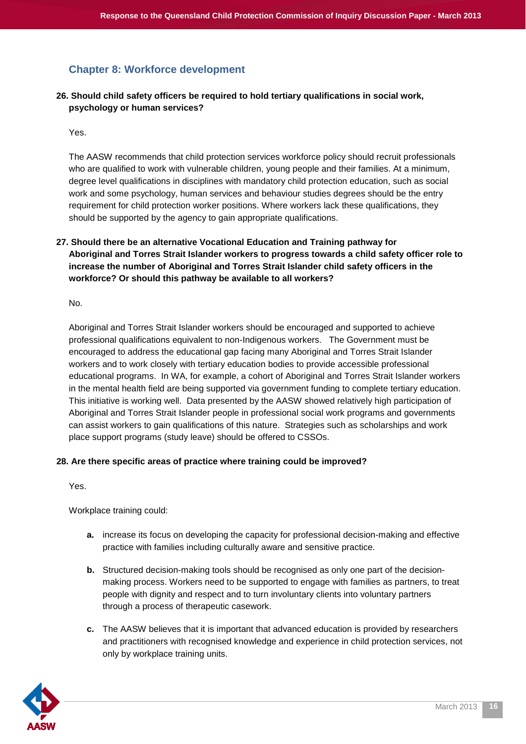## Chapter 8: Workforce development

**26. Should child safety officers be required to hold tertiary qualifications in social work, psychology or human services?**

Yes.

The AASW recommends that child protection services workforce policy should recruit professionals who are qualified to work with vulnerable children, young people and their families. At a minimum, degree level qualifications in disciplines with mandatory child protection education, such as social work and some psychology, human services and behaviour studies degrees should be the entry requirement for child protection worker positions. Where workers lack these qualifications, they should be supported by the agency to gain appropriate qualifications.

**27. Should there be an alternative Vocational Education and Training pathway for Aboriginal and Torres Strait Islander workers to progress towards a child safety officer role to increase the number of Aboriginal and Torres Strait Islander child safety officers in the workforce? Or should this pathway be available to all workers?**

No.

Aboriginal and Torres Strait Islander workers should be encouraged and supported to achieve professional qualifications equivalent to non-Indigenous workers. The Government must be encouraged to address the educational gap facing many Aboriginal and Torres Strait Islander workers and to work closely with tertiary education bodies to provide accessible professional educational programs. In WA, for example, a cohort of Aboriginal and Torres Strait Islander workers in the mental health field are being supported via government funding to complete tertiary education. This initiative is working well. Data presented by the AASW showed relatively high participation of Aboriginal and Torres Strait Islander people in professional social work programs and governments can assist workers to gain qualifications of this nature. Strategies such as scholarships and work place support programs (study leave) should be offered to CSSOs.

**28. Are there specific areas of practice where training could be improved?**

Yes.

Workplace training could:

**a.** increase its focus on developing the capacity for professional decision-making and effective practice with families including culturally aware and sensitive practice.

**b.** Structured decision-making tools should be recognised as only one part of the decision-making process. Workers need to be supported to engage with families as partners, to treat people with dignity and respect and to turn involuntary clients into voluntary partners through a process of therapeutic casework.

**c.** The AASW believes that it is important that advanced education is provided by researchers and practitioners with recognised knowledge and experience in child protection services, not only by workplace training units.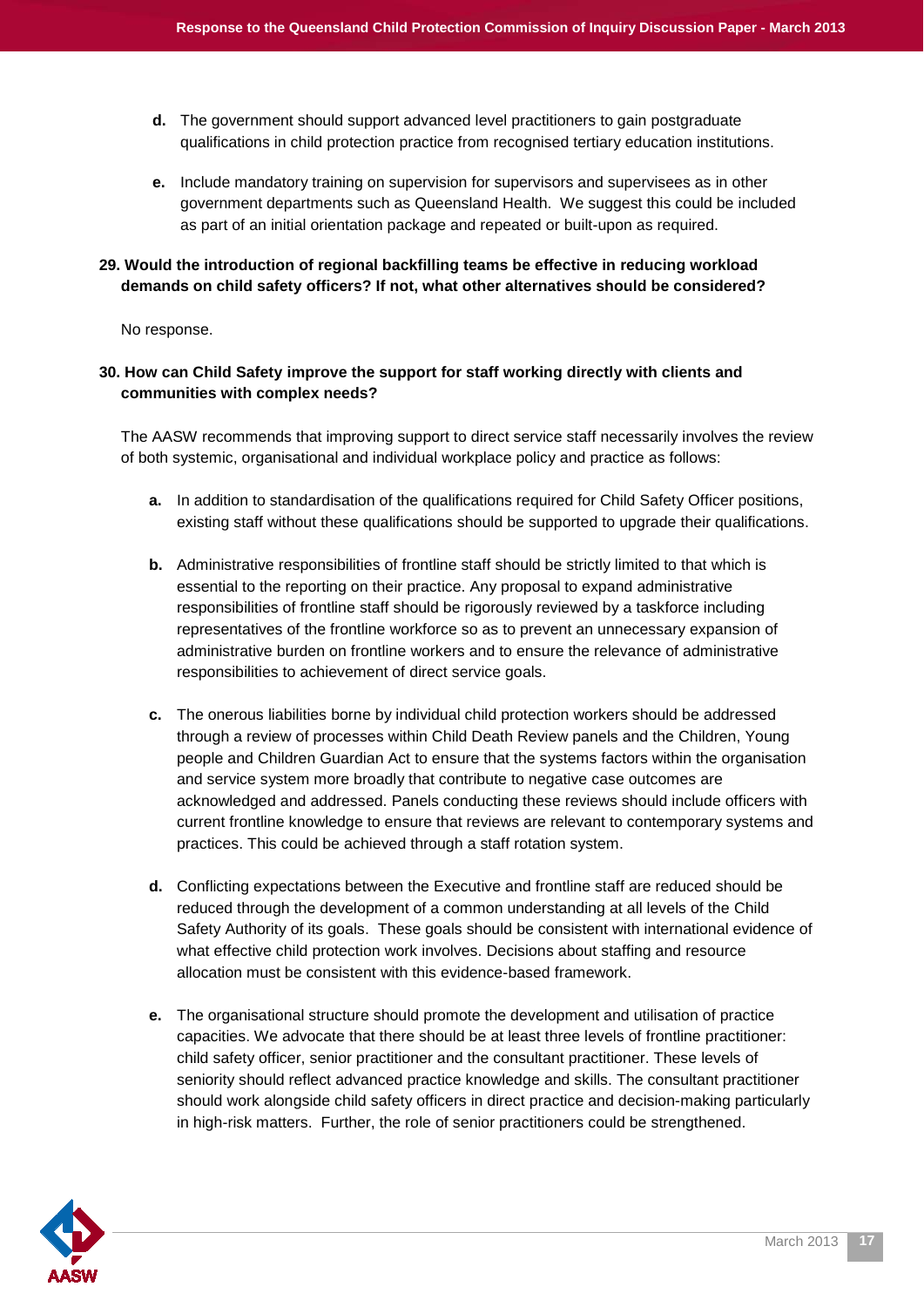d. The government should support advanced level practitioners to gain postgraduate qualifications in child protection practice from recognised tertiary education institutions.

e. Include mandatory training on supervision for supervisors and supervisees as in other government departments such as Queensland Health. We suggest this could be included as part of an initial orientation package and repeated or built-upon as required.

**29. Would the introduction of regional backfilling teams be effective in reducing workload demands on child safety officers? If not, what other alternatives should be considered?**

No response.

**30. How can Child Safety improve the support for staff working directly with clients and communities with complex needs?**

The AASW recommends that improving support to direct service staff necessarily involves the review of both systemic, organisational and individual workplace policy and practice as follows:

a. In addition to standardisation of the qualifications required for Child Safety Officer positions, existing staff without these qualifications should be supported to upgrade their qualifications.

b. Administrative responsibilities of frontline staff should be strictly limited to that which is essential to the reporting on their practice. Any proposal to expand administrative responsibilities of frontline staff should be rigorously reviewed by a taskforce including representatives of the frontline workforce so as to prevent an unnecessary expansion of administrative burden on frontline workers and to ensure the relevance of administrative responsibilities to achievement of direct service goals.

c. The onerous liabilities borne by individual child protection workers should be addressed through a review of processes within Child Death Review panels and the Children, Young people and Children Guardian Act to ensure that the systems factors within the organisation and service system more broadly that contribute to negative case outcomes are acknowledged and addressed. Panels conducting these reviews should include officers with current frontline knowledge to ensure that reviews are relevant to contemporary systems and practices. This could be achieved through a staff rotation system.

d. Conflicting expectations between the Executive and frontline staff are reduced should be reduced through the development of a common understanding at all levels of the Child Safety Authority of its goals. These goals should be consistent with international evidence of what effective child protection work involves. Decisions about staffing and resource allocation must be consistent with this evidence-based framework.

e. The organisational structure should promote the development and utilisation of practice capacities. We advocate that there should be at least three levels of frontline practitioner: child safety officer, senior practitioner and the consultant practitioner. These levels of seniority should reflect advanced practice knowledge and skills. The consultant practitioner should work alongside child safety officers in direct practice and decision-making particularly in high-risk matters. Further, the role of senior practitioners could be strengthened.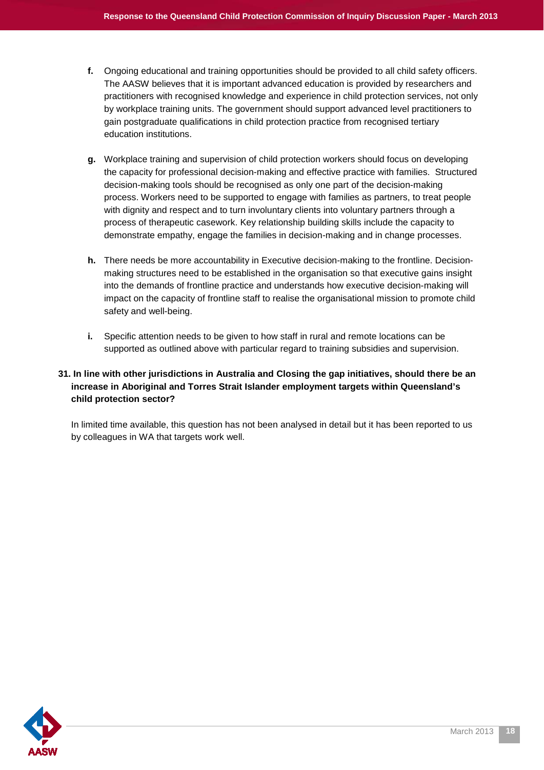f. Ongoing educational and training opportunities should be provided to all child safety officers. The AASW believes that it is important advanced education is provided by researchers and practitioners with recognised knowledge and experience in child protection services, not only by workplace training units. The government should support advanced level practitioners to gain postgraduate qualifications in child protection practice from recognised tertiary education institutions.

g. Workplace training and supervision of child protection workers should focus on developing the capacity for professional decision-making and effective practice with families. Structured decision-making tools should be recognised as only one part of the decision-making process. Workers need to be supported to engage with families as partners, to treat people with dignity and respect and to turn involuntary clients into voluntary partners through a process of therapeutic casework. Key relationship building skills include the capacity to demonstrate empathy, engage the families in decision-making and in change processes.

h. There needs be more accountability in Executive decision-making to the frontline. Decision-making structures need to be established in the organisation so that executive gains insight into the demands of frontline practice and understands how executive decision-making will impact on the capacity of frontline staff to realise the organisational mission to promote child safety and well-being.

i. Specific attention needs to be given to how staff in rural and remote locations can be supported as outlined above with particular regard to training subsidies and supervision.

**31. In line with other jurisdictions in Australia and Closing the gap initiatives, should there be an increase in Aboriginal and Torres Strait Islander employment targets within Queensland's child protection sector?**

In limited time available, this question has not been analysed in detail but it has been reported to us by colleagues in WA that targets work well.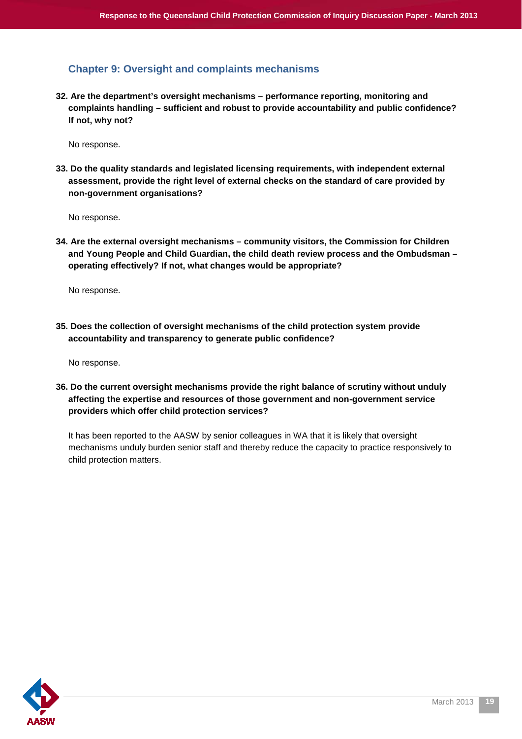## Chapter 9: Oversight and complaints mechanisms

**32. Are the department's oversight mechanisms – performance reporting, monitoring and complaints handling – sufficient and robust to provide accountability and public confidence? If not, why not?**

No response.

**33. Do the quality standards and legislated licensing requirements, with independent external assessment, provide the right level of external checks on the standard of care provided by non-government organisations?**

No response.

**34. Are the external oversight mechanisms – community visitors, the Commission for Children and Young People and Child Guardian, the child death review process and the Ombudsman – operating effectively? If not, what changes would be appropriate?**

No response.

**35. Does the collection of oversight mechanisms of the child protection system provide accountability and transparency to generate public confidence?**

No response.

**36. Do the current oversight mechanisms provide the right balance of scrutiny without unduly affecting the expertise and resources of those government and non-government service providers which offer child protection services?**

It has been reported to the AASW by senior colleagues in WA that it is likely that oversight mechanisms unduly burden senior staff and thereby reduce the capacity to practice responsively to child protection matters.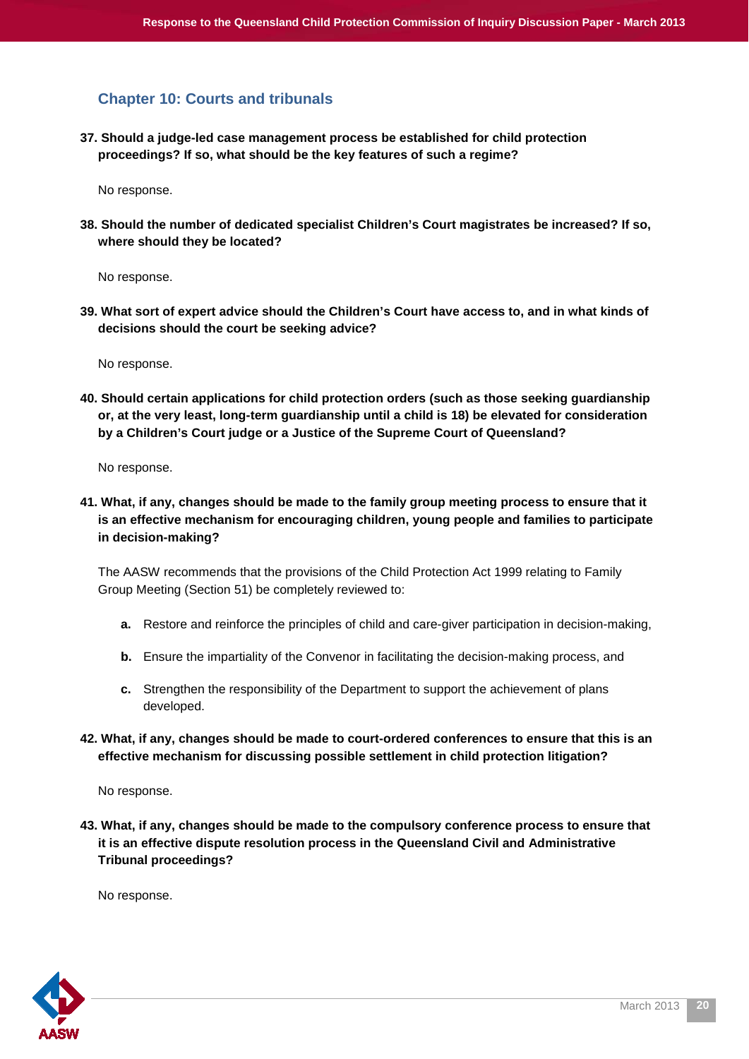## Chapter 10: Courts and tribunals

**37. Should a judge-led case management process be established for child protection proceedings? If so, what should be the key features of such a regime?**

No response.

**38. Should the number of dedicated specialist Children's Court magistrates be increased? If so, where should they be located?**

No response.

**39. What sort of expert advice should the Children's Court have access to, and in what kinds of decisions should the court be seeking advice?**

No response.

**40. Should certain applications for child protection orders (such as those seeking guardianship or, at the very least, long-term guardianship until a child is 18) be elevated for consideration by a Children's Court judge or a Justice of the Supreme Court of Queensland?**

No response.

**41. What, if any, changes should be made to the family group meeting process to ensure that it is an effective mechanism for encouraging children, young people and families to participate in decision-making?**

The AASW recommends that the provisions of the Child Protection Act 1999 relating to Family Group Meeting (Section 51) be completely reviewed to:

- **a.** Restore and reinforce the principles of child and care-giver participation in decision-making,
- **b.** Ensure the impartiality of the Convenor in facilitating the decision-making process, and
- **c.** Strengthen the responsibility of the Department to support the achievement of plans developed.

**42. What, if any, changes should be made to court-ordered conferences to ensure that this is an effective mechanism for discussing possible settlement in child protection litigation?**

No response.

**43. What, if any, changes should be made to the compulsory conference process to ensure that it is an effective dispute resolution process in the Queensland Civil and Administrative Tribunal proceedings?**

No response.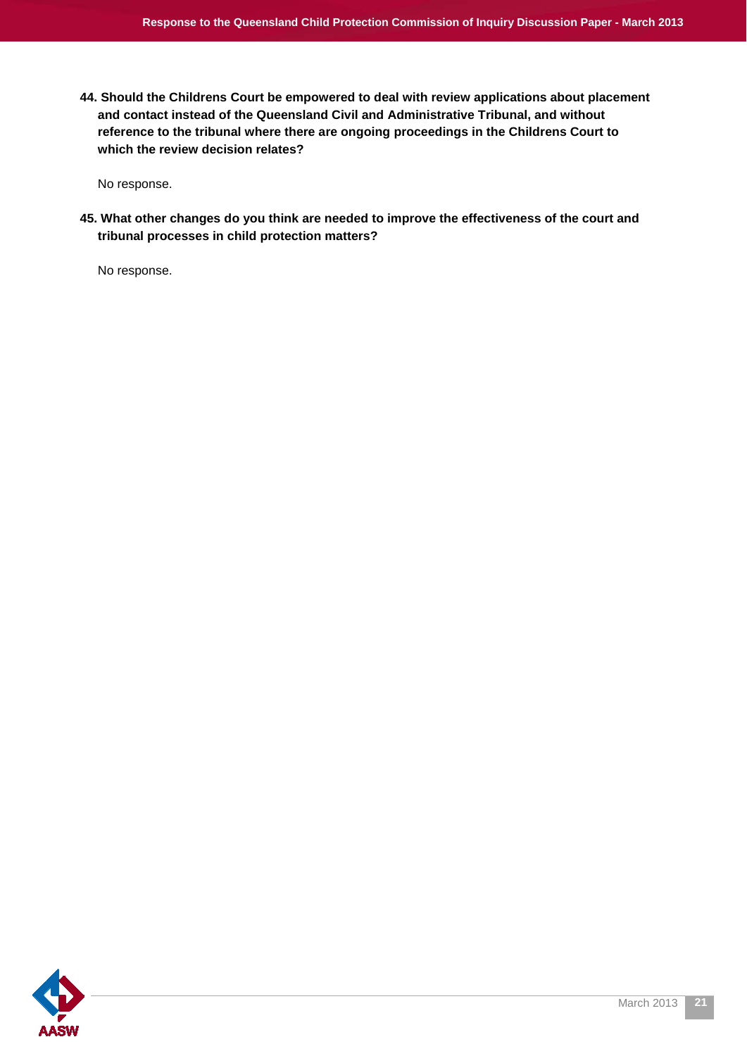**44. Should the Childrens Court be empowered to deal with review applications about placement and contact instead of the Queensland Civil and Administrative Tribunal, and without reference to the tribunal where there are ongoing proceedings in the Childrens Court to which the review decision relates?**

No response.

**45. What other changes do you think are needed to improve the effectiveness of the court and tribunal processes in child protection matters?**

No response.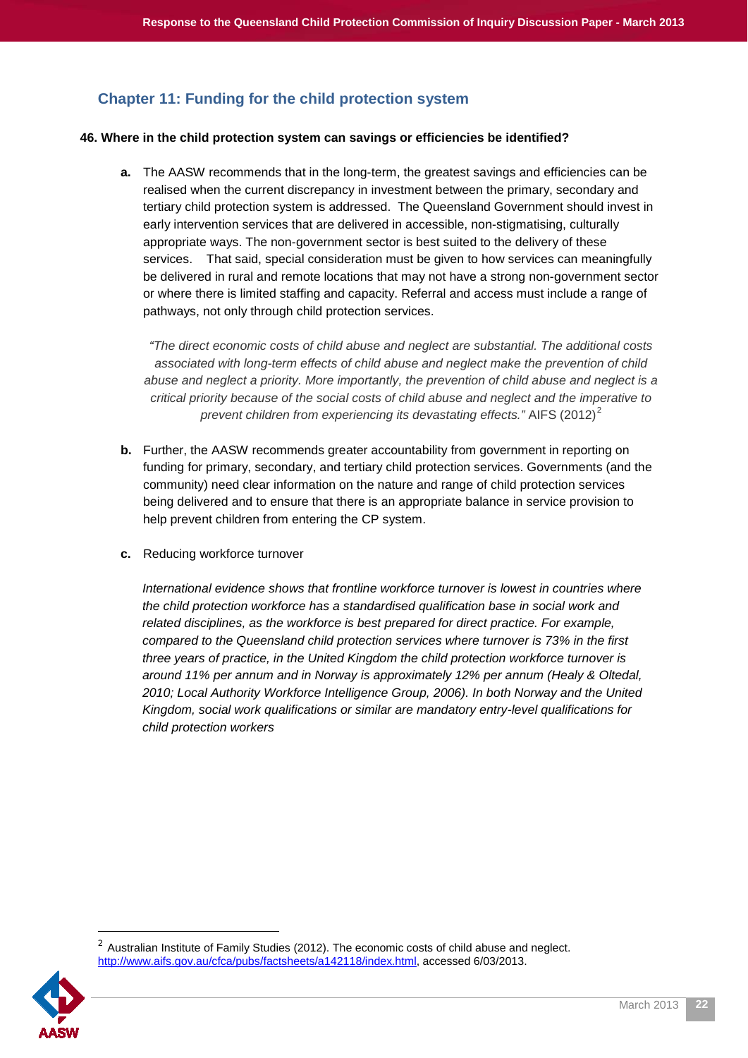## Chapter 11: Funding for the child protection system

**46. Where in the child protection system can savings or efficiencies be identified?**

**a.** The AASW recommends that in the long-term, the greatest savings and efficiencies can be realised when the current discrepancy in investment between the primary, secondary and tertiary child protection system is addressed. The Queensland Government should invest in early intervention services that are delivered in accessible, non-stigmatising, culturally appropriate ways. The non-government sector is best suited to the delivery of these services. That said, special consideration must be given to how services can meaningfully be delivered in rural and remote locations that may not have a strong non-government sector or where there is limited staffing and capacity. Referral and access must include a range of pathways, not only through child protection services.

> *"The direct economic costs of child abuse and neglect are substantial. The additional costs associated with long-term effects of child abuse and neglect make the prevention of child abuse and neglect a priority. More importantly, the prevention of child abuse and neglect is a critical priority because of the social costs of child abuse and neglect and the imperative to prevent children from experiencing its devastating effects."* AIFS (2012)[2]

**b.** Further, the AASW recommends greater accountability from government in reporting on funding for primary, secondary, and tertiary child protection services. Governments (and the community) need clear information on the nature and range of child protection services being delivered and to ensure that there is an appropriate balance in service provision to help prevent children from entering the CP system.

**c.** Reducing workforce turnover

*International evidence shows that frontline workforce turnover is lowest in countries where the child protection workforce has a standardised qualification base in social work and related disciplines, as the workforce is best prepared for direct practice. For example, compared to the Queensland child protection services where turnover is 73% in the first three years of practice, in the United Kingdom the child protection workforce turnover is around 11% per annum and in Norway is approximately 12% per annum (Healy & Oltedal, 2010; Local Authority Workforce Intelligence Group, 2006). In both Norway and the United Kingdom, social work qualifications or similar are mandatory entry-level qualifications for child protection workers*

---

[2] Australian Institute of Family Studies (2012). The economic costs of child abuse and neglect. http://www.aifs.gov.au/cfca/pubs/factsheets/a142118/index.html, accessed 6/03/2013.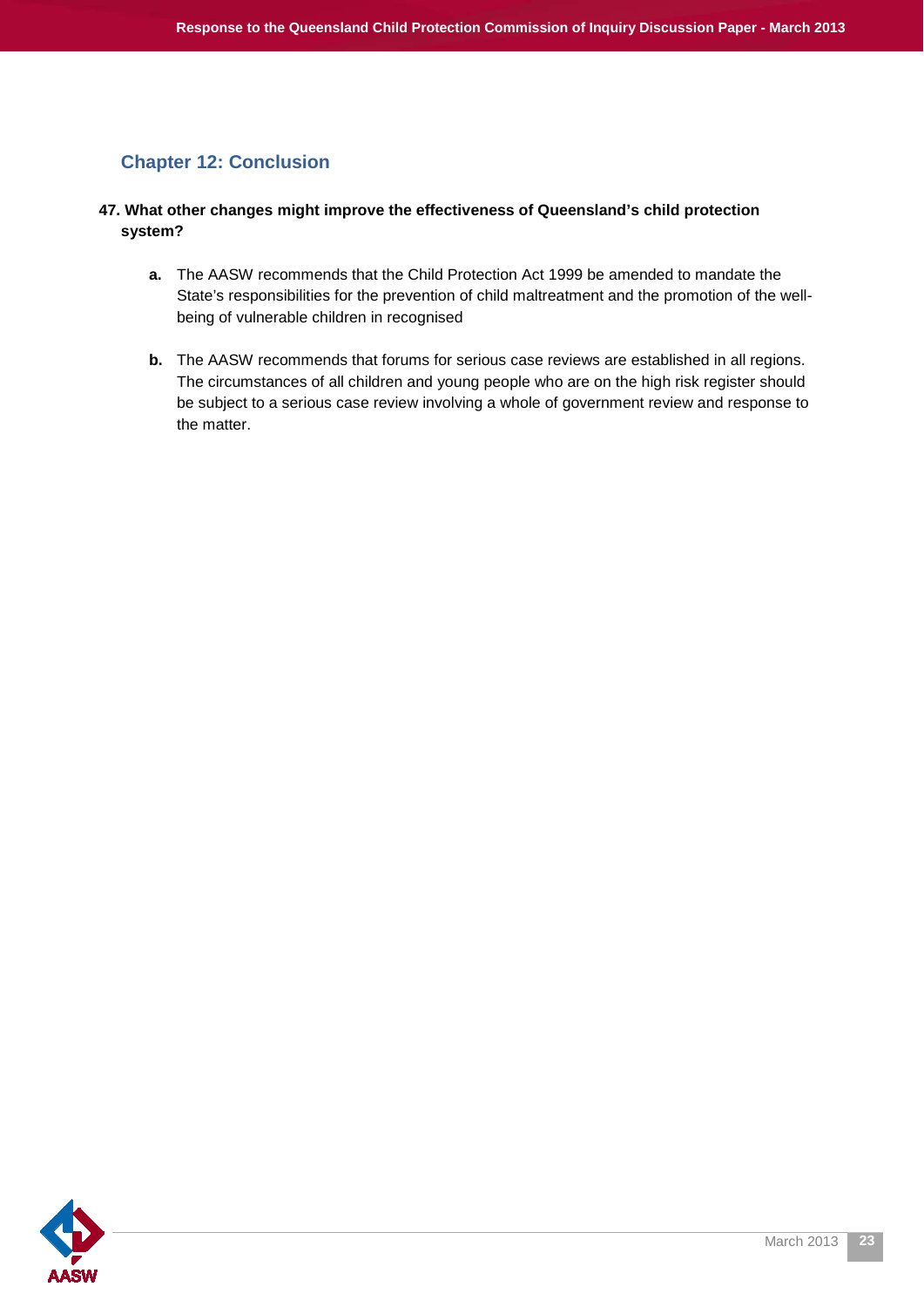## Chapter 12: Conclusion

**47. What other changes might improve the effectiveness of Queensland's child protection system?**

- **a.** The AASW recommends that the Child Protection Act 1999 be amended to mandate the State's responsibilities for the prevention of child maltreatment and the promotion of the well-being of vulnerable children in recognised

- **b.** The AASW recommends that forums for serious case reviews are established in all regions. The circumstances of all children and young people who are on the high risk register should be subject to a serious case review involving a whole of government review and response to the matter.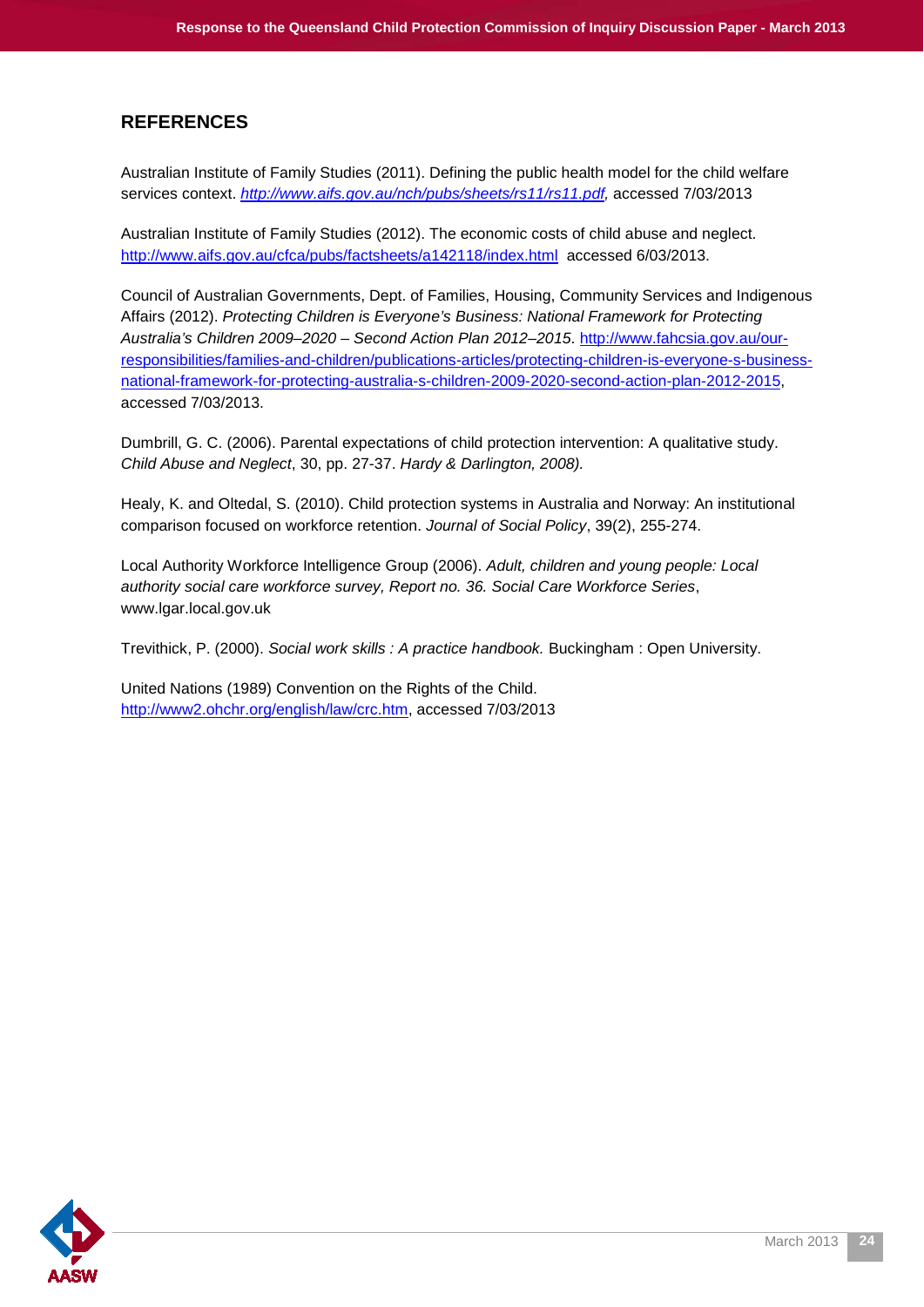## REFERENCES

Australian Institute of Family Studies (2011). Defining the public health model for the child welfare services context. *http://www.aifs.gov.au/nch/pubs/sheets/rs11/rs11.pdf,* accessed 7/03/2013

Australian Institute of Family Studies (2012). The economic costs of child abuse and neglect. http://www.aifs.gov.au/cfca/pubs/factsheets/a142118/index.html accessed 6/03/2013.

Council of Australian Governments, Dept. of Families, Housing, Community Services and Indigenous Affairs (2012). *Protecting Children is Everyone's Business: National Framework for Protecting Australia's Children 2009–2020 – Second Action Plan 2012–2015*. http://www.fahcsia.gov.au/our-responsibilities/families-and-children/publications-articles/protecting-children-is-everyone-s-business-national-framework-for-protecting-australia-s-children-2009-2020-second-action-plan-2012-2015, accessed 7/03/2013.

Dumbrill, G. C. (2006). Parental expectations of child protection intervention: A qualitative study. *Child Abuse and Neglect*, 30, pp. 27-37. *Hardy & Darlington, 2008).*

Healy, K. and Oltedal, S. (2010). Child protection systems in Australia and Norway: An institutional comparison focused on workforce retention. *Journal of Social Policy*, 39(2), 255-274.

Local Authority Workforce Intelligence Group (2006). *Adult, children and young people: Local authority social care workforce survey, Report no. 36. Social Care Workforce Series*, www.lgar.local.gov.uk

Trevithick, P. (2000). *Social work skills : A practice handbook.* Buckingham : Open University.

United Nations (1989) Convention on the Rights of the Child. http://www2.ohchr.org/english/law/crc.htm, accessed 7/03/2013